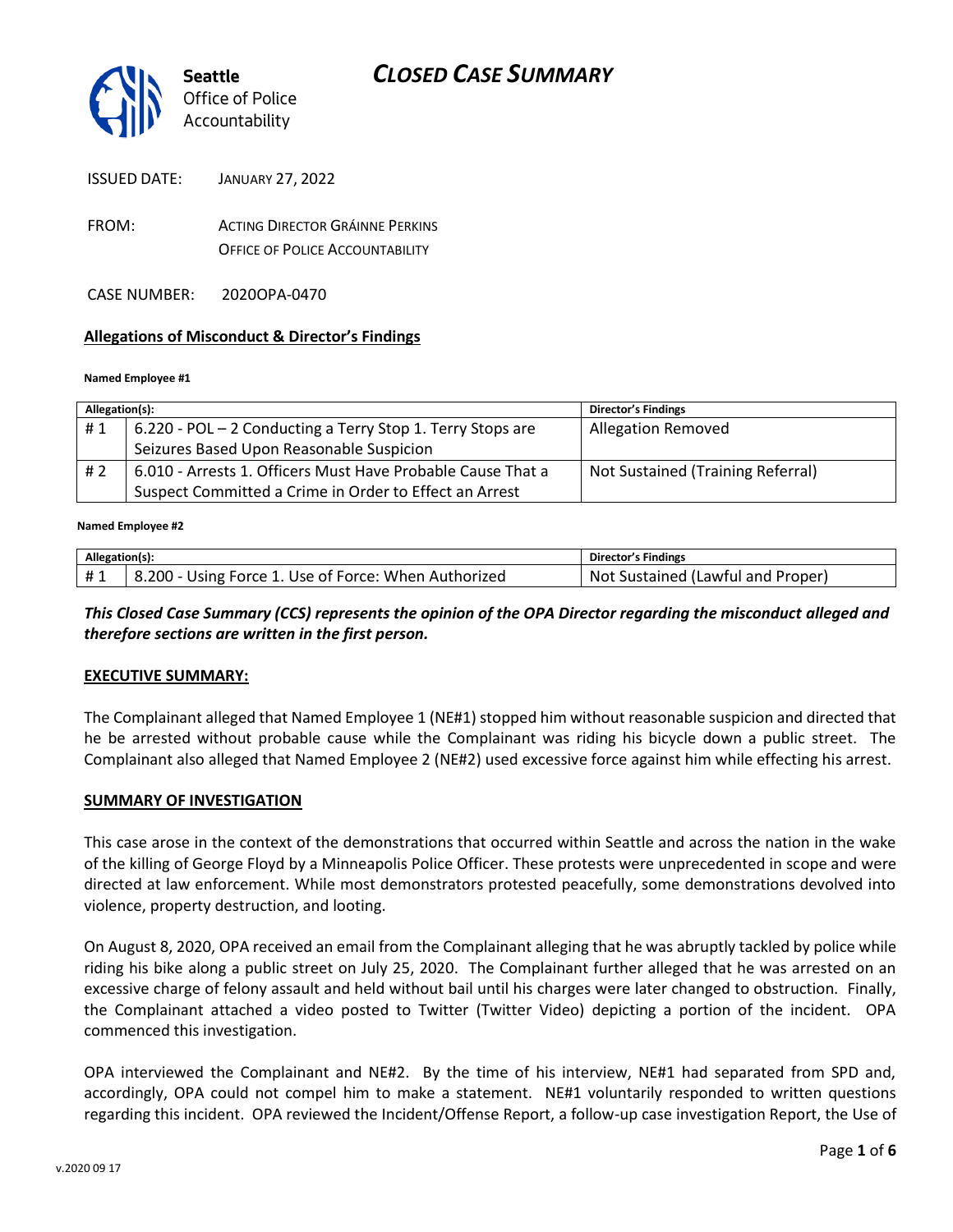# CLOSED CASE SUMMARY

Seattle Office of Police Accountability

ISSUED DATE: JANUARY 27, 2022

FROM: ACTING DIRECTOR GRÁINNE PERKINS
OFFICE OF POLICE ACCOUNTABILITY

CASE NUMBER: 2020OPA-0470

## Allegations of Misconduct & Director's Findings

**Named Employee #1**

| Allegation(s): | | Director's Findings |
|---|---|---|
| # 1 | 6.220 - POL – 2 Conducting a Terry Stop 1. Terry Stops are Seizures Based Upon Reasonable Suspicion | Allegation Removed |
| # 2 | 6.010 - Arrests 1. Officers Must Have Probable Cause That a Suspect Committed a Crime in Order to Effect an Arrest | Not Sustained (Training Referral) |

**Named Employee #2**

| Allegation(s): | | Director's Findings |
|---|---|---|
| # 1 | 8.200 - Using Force 1. Use of Force: When Authorized | Not Sustained (Lawful and Proper) |

***This Closed Case Summary (CCS) represents the opinion of the OPA Director regarding the misconduct alleged and therefore sections are written in the first person.***

### EXECUTIVE SUMMARY:

The Complainant alleged that Named Employee 1 (NE#1) stopped him without reasonable suspicion and directed that he be arrested without probable cause while the Complainant was riding his bicycle down a public street. The Complainant also alleged that Named Employee 2 (NE#2) used excessive force against him while effecting his arrest.

### SUMMARY OF INVESTIGATION

This case arose in the context of the demonstrations that occurred within Seattle and across the nation in the wake of the killing of George Floyd by a Minneapolis Police Officer. These protests were unprecedented in scope and were directed at law enforcement. While most demonstrators protested peacefully, some demonstrations devolved into violence, property destruction, and looting.

On August 8, 2020, OPA received an email from the Complainant alleging that he was abruptly tackled by police while riding his bike along a public street on July 25, 2020. The Complainant further alleged that he was arrested on an excessive charge of felony assault and held without bail until his charges were later changed to obstruction. Finally, the Complainant attached a video posted to Twitter (Twitter Video) depicting a portion of the incident. OPA commenced this investigation.

OPA interviewed the Complainant and NE#2. By the time of his interview, NE#1 had separated from SPD and, accordingly, OPA could not compel him to make a statement. NE#1 voluntarily responded to written questions regarding this incident. OPA reviewed the Incident/Offense Report, a follow-up case investigation Report, the Use of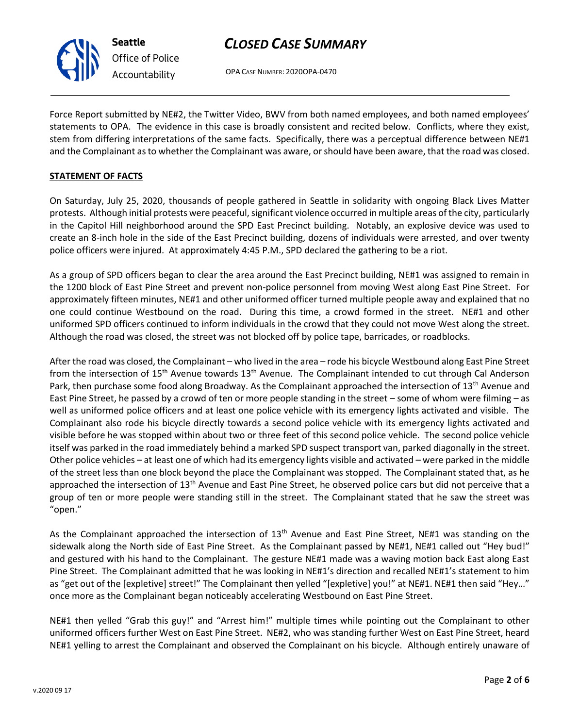Force Report submitted by NE#2, the Twitter Video, BWV from both named employees, and both named employees' statements to OPA. The evidence in this case is broadly consistent and recited below. Conflicts, where they exist, stem from differing interpretations of the same facts. Specifically, there was a perceptual difference between NE#1 and the Complainant as to whether the Complainant was aware, or should have been aware, that the road was closed.

**STATEMENT OF FACTS**

On Saturday, July 25, 2020, thousands of people gathered in Seattle in solidarity with ongoing Black Lives Matter protests. Although initial protests were peaceful, significant violence occurred in multiple areas of the city, particularly in the Capitol Hill neighborhood around the SPD East Precinct building. Notably, an explosive device was used to create an 8-inch hole in the side of the East Precinct building, dozens of individuals were arrested, and over twenty police officers were injured. At approximately 4:45 P.M., SPD declared the gathering to be a riot.

As a group of SPD officers began to clear the area around the East Precinct building, NE#1 was assigned to remain in the 1200 block of East Pine Street and prevent non-police personnel from moving West along East Pine Street. For approximately fifteen minutes, NE#1 and other uniformed officer turned multiple people away and explained that no one could continue Westbound on the road. During this time, a crowd formed in the street. NE#1 and other uniformed SPD officers continued to inform individuals in the crowd that they could not move West along the street. Although the road was closed, the street was not blocked off by police tape, barricades, or roadblocks.

After the road was closed, the Complainant – who lived in the area – rode his bicycle Westbound along East Pine Street from the intersection of 15th Avenue towards 13th Avenue. The Complainant intended to cut through Cal Anderson Park, then purchase some food along Broadway. As the Complainant approached the intersection of 13th Avenue and East Pine Street, he passed by a crowd of ten or more people standing in the street – some of whom were filming – as well as uniformed police officers and at least one police vehicle with its emergency lights activated and visible. The Complainant also rode his bicycle directly towards a second police vehicle with its emergency lights activated and visible before he was stopped within about two or three feet of this second police vehicle. The second police vehicle itself was parked in the road immediately behind a marked SPD suspect transport van, parked diagonally in the street. Other police vehicles – at least one of which had its emergency lights visible and activated – were parked in the middle of the street less than one block beyond the place the Complainant was stopped. The Complainant stated that, as he approached the intersection of 13th Avenue and East Pine Street, he observed police cars but did not perceive that a group of ten or more people were standing still in the street. The Complainant stated that he saw the street was "open."

As the Complainant approached the intersection of 13th Avenue and East Pine Street, NE#1 was standing on the sidewalk along the North side of East Pine Street. As the Complainant passed by NE#1, NE#1 called out "Hey bud!" and gestured with his hand to the Complainant. The gesture NE#1 made was a waving motion back East along East Pine Street. The Complainant admitted that he was looking in NE#1's direction and recalled NE#1's statement to him as "get out of the [expletive] street!" The Complainant then yelled "[expletive] you!" at NE#1. NE#1 then said "Hey…" once more as the Complainant began noticeably accelerating Westbound on East Pine Street.

NE#1 then yelled "Grab this guy!" and "Arrest him!" multiple times while pointing out the Complainant to other uniformed officers further West on East Pine Street. NE#2, who was standing further West on East Pine Street, heard NE#1 yelling to arrest the Complainant and observed the Complainant on his bicycle. Although entirely unaware of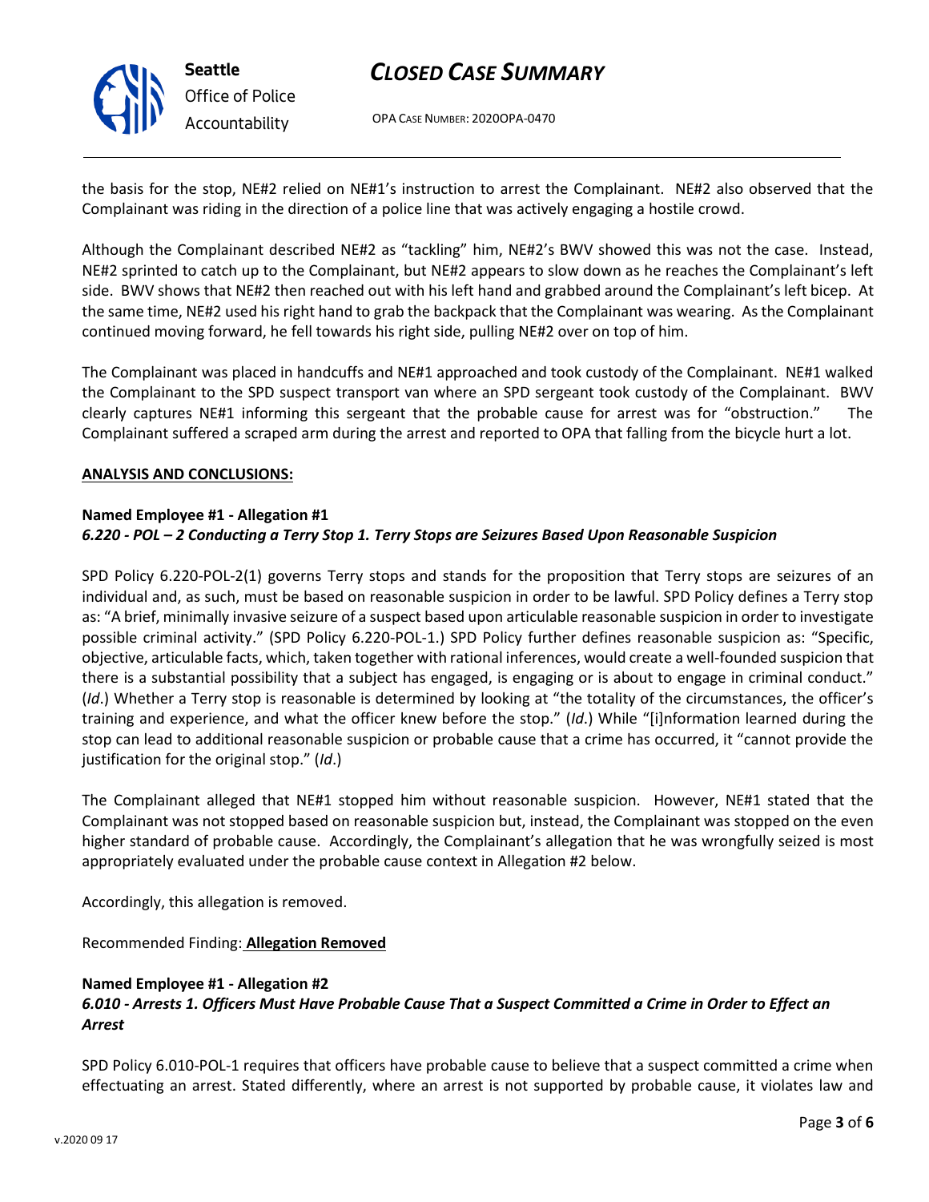the basis for the stop, NE#2 relied on NE#1's instruction to arrest the Complainant. NE#2 also observed that the Complainant was riding in the direction of a police line that was actively engaging a hostile crowd.

Although the Complainant described NE#2 as "tackling" him, NE#2's BWV showed this was not the case. Instead, NE#2 sprinted to catch up to the Complainant, but NE#2 appears to slow down as he reaches the Complainant's left side. BWV shows that NE#2 then reached out with his left hand and grabbed around the Complainant's left bicep. At the same time, NE#2 used his right hand to grab the backpack that the Complainant was wearing. As the Complainant continued moving forward, he fell towards his right side, pulling NE#2 over on top of him.

The Complainant was placed in handcuffs and NE#1 approached and took custody of the Complainant. NE#1 walked the Complainant to the SPD suspect transport van where an SPD sergeant took custody of the Complainant. BWV clearly captures NE#1 informing this sergeant that the probable cause for arrest was for "obstruction." The Complainant suffered a scraped arm during the arrest and reported to OPA that falling from the bicycle hurt a lot.

**ANALYSIS AND CONCLUSIONS:**

**Named Employee #1 - Allegation #1**
***6.220 - POL – 2 Conducting a Terry Stop 1. Terry Stops are Seizures Based Upon Reasonable Suspicion***

SPD Policy 6.220-POL-2(1) governs Terry stops and stands for the proposition that Terry stops are seizures of an individual and, as such, must be based on reasonable suspicion in order to be lawful. SPD Policy defines a Terry stop as: "A brief, minimally invasive seizure of a suspect based upon articulable reasonable suspicion in order to investigate possible criminal activity." (SPD Policy 6.220-POL-1.) SPD Policy further defines reasonable suspicion as: "Specific, objective, articulable facts, which, taken together with rational inferences, would create a well-founded suspicion that there is a substantial possibility that a subject has engaged, is engaging or is about to engage in criminal conduct." (*Id*.) Whether a Terry stop is reasonable is determined by looking at "the totality of the circumstances, the officer's training and experience, and what the officer knew before the stop." (*Id*.) While "[i]nformation learned during the stop can lead to additional reasonable suspicion or probable cause that a crime has occurred, it "cannot provide the justification for the original stop." (*Id*.)

The Complainant alleged that NE#1 stopped him without reasonable suspicion. However, NE#1 stated that the Complainant was not stopped based on reasonable suspicion but, instead, the Complainant was stopped on the even higher standard of probable cause. Accordingly, the Complainant's allegation that he was wrongfully seized is most appropriately evaluated under the probable cause context in Allegation #2 below.

Accordingly, this allegation is removed.

Recommended Finding: **Allegation Removed**

**Named Employee #1 - Allegation #2**
***6.010 - Arrests 1. Officers Must Have Probable Cause That a Suspect Committed a Crime in Order to Effect an Arrest***

SPD Policy 6.010-POL-1 requires that officers have probable cause to believe that a suspect committed a crime when effectuating an arrest. Stated differently, where an arrest is not supported by probable cause, it violates law and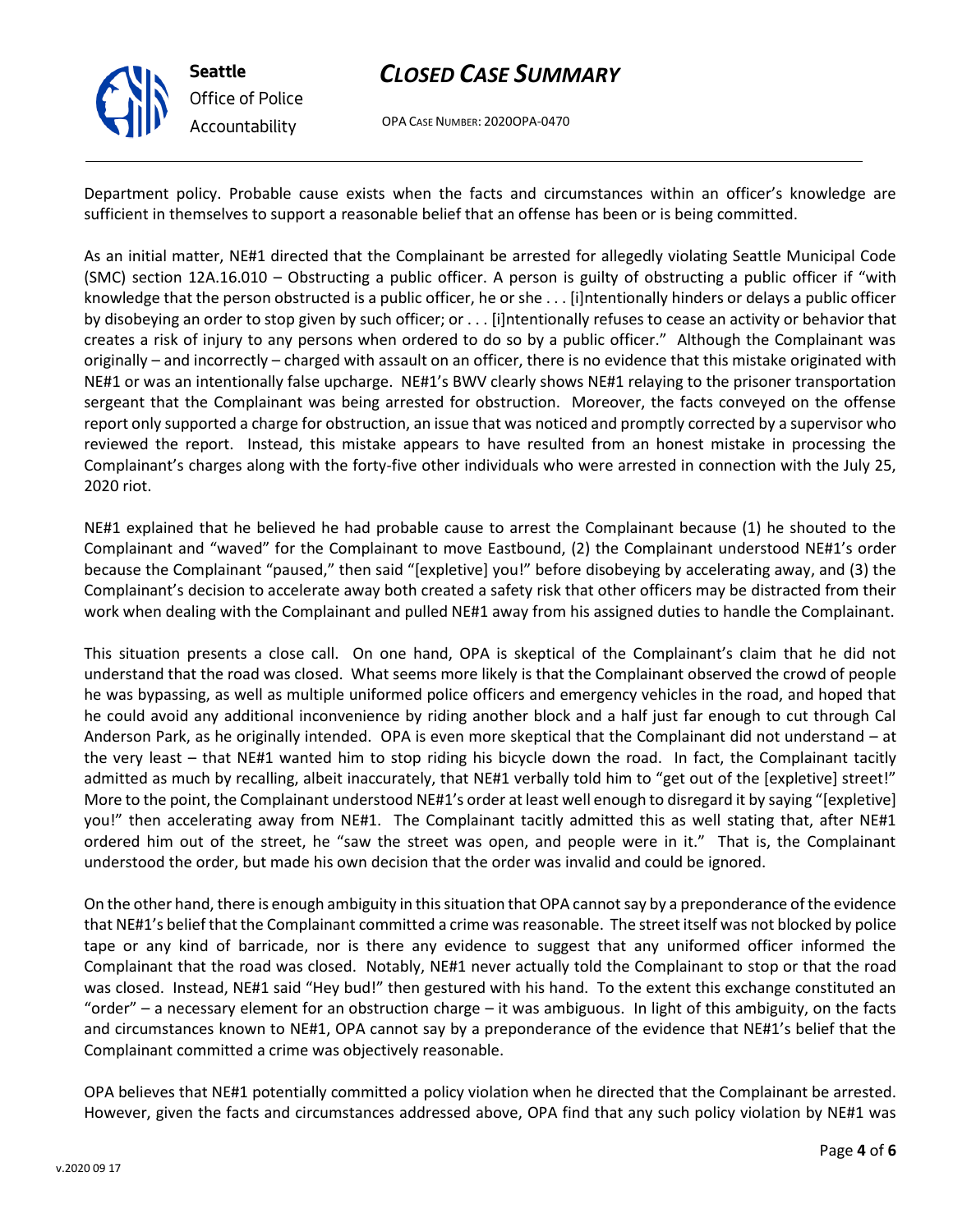Department policy. Probable cause exists when the facts and circumstances within an officer's knowledge are sufficient in themselves to support a reasonable belief that an offense has been or is being committed.

As an initial matter, NE#1 directed that the Complainant be arrested for allegedly violating Seattle Municipal Code (SMC) section 12A.16.010 – Obstructing a public officer. A person is guilty of obstructing a public officer if "with knowledge that the person obstructed is a public officer, he or she . . . [i]ntentionally hinders or delays a public officer by disobeying an order to stop given by such officer; or . . . [i]ntentionally refuses to cease an activity or behavior that creates a risk of injury to any persons when ordered to do so by a public officer." Although the Complainant was originally – and incorrectly – charged with assault on an officer, there is no evidence that this mistake originated with NE#1 or was an intentionally false upcharge. NE#1's BWV clearly shows NE#1 relaying to the prisoner transportation sergeant that the Complainant was being arrested for obstruction. Moreover, the facts conveyed on the offense report only supported a charge for obstruction, an issue that was noticed and promptly corrected by a supervisor who reviewed the report. Instead, this mistake appears to have resulted from an honest mistake in processing the Complainant's charges along with the forty-five other individuals who were arrested in connection with the July 25, 2020 riot.

NE#1 explained that he believed he had probable cause to arrest the Complainant because (1) he shouted to the Complainant and "waved" for the Complainant to move Eastbound, (2) the Complainant understood NE#1's order because the Complainant "paused," then said "[expletive] you!" before disobeying by accelerating away, and (3) the Complainant's decision to accelerate away both created a safety risk that other officers may be distracted from their work when dealing with the Complainant and pulled NE#1 away from his assigned duties to handle the Complainant.

This situation presents a close call. On one hand, OPA is skeptical of the Complainant's claim that he did not understand that the road was closed. What seems more likely is that the Complainant observed the crowd of people he was bypassing, as well as multiple uniformed police officers and emergency vehicles in the road, and hoped that he could avoid any additional inconvenience by riding another block and a half just far enough to cut through Cal Anderson Park, as he originally intended. OPA is even more skeptical that the Complainant did not understand – at the very least – that NE#1 wanted him to stop riding his bicycle down the road. In fact, the Complainant tacitly admitted as much by recalling, albeit inaccurately, that NE#1 verbally told him to "get out of the [expletive] street!" More to the point, the Complainant understood NE#1's order at least well enough to disregard it by saying "[expletive] you!" then accelerating away from NE#1. The Complainant tacitly admitted this as well stating that, after NE#1 ordered him out of the street, he "saw the street was open, and people were in it." That is, the Complainant understood the order, but made his own decision that the order was invalid and could be ignored.

On the other hand, there is enough ambiguity in this situation that OPA cannot say by a preponderance of the evidence that NE#1's belief that the Complainant committed a crime was reasonable. The street itself was not blocked by police tape or any kind of barricade, nor is there any evidence to suggest that any uniformed officer informed the Complainant that the road was closed. Notably, NE#1 never actually told the Complainant to stop or that the road was closed. Instead, NE#1 said "Hey bud!" then gestured with his hand. To the extent this exchange constituted an "order" – a necessary element for an obstruction charge – it was ambiguous. In light of this ambiguity, on the facts and circumstances known to NE#1, OPA cannot say by a preponderance of the evidence that NE#1's belief that the Complainant committed a crime was objectively reasonable.

OPA believes that NE#1 potentially committed a policy violation when he directed that the Complainant be arrested. However, given the facts and circumstances addressed above, OPA find that any such policy violation by NE#1 was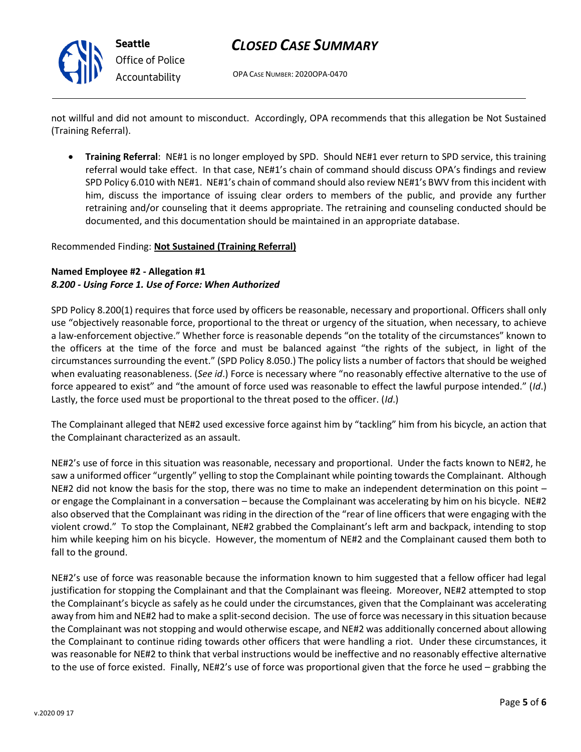not willful and did not amount to misconduct. Accordingly, OPA recommends that this allegation be Not Sustained (Training Referral).

- **Training Referral**: NE#1 is no longer employed by SPD. Should NE#1 ever return to SPD service, this training referral would take effect. In that case, NE#1's chain of command should discuss OPA's findings and review SPD Policy 6.010 with NE#1. NE#1's chain of command should also review NE#1's BWV from this incident with him, discuss the importance of issuing clear orders to members of the public, and provide any further retraining and/or counseling that it deems appropriate. The retraining and counseling conducted should be documented, and this documentation should be maintained in an appropriate database.

Recommended Finding: **Not Sustained (Training Referral)**

**Named Employee #2 - Allegation #1**
***8.200 - Using Force 1. Use of Force: When Authorized***

SPD Policy 8.200(1) requires that force used by officers be reasonable, necessary and proportional. Officers shall only use "objectively reasonable force, proportional to the threat or urgency of the situation, when necessary, to achieve a law-enforcement objective." Whether force is reasonable depends "on the totality of the circumstances" known to the officers at the time of the force and must be balanced against "the rights of the subject, in light of the circumstances surrounding the event." (SPD Policy 8.050.) The policy lists a number of factors that should be weighed when evaluating reasonableness. (*See id*.) Force is necessary where "no reasonably effective alternative to the use of force appeared to exist" and "the amount of force used was reasonable to effect the lawful purpose intended." (*Id*.) Lastly, the force used must be proportional to the threat posed to the officer. (*Id*.)

The Complainant alleged that NE#2 used excessive force against him by "tackling" him from his bicycle, an action that the Complainant characterized as an assault.

NE#2's use of force in this situation was reasonable, necessary and proportional. Under the facts known to NE#2, he saw a uniformed officer "urgently" yelling to stop the Complainant while pointing towards the Complainant. Although NE#2 did not know the basis for the stop, there was no time to make an independent determination on this point – or engage the Complainant in a conversation – because the Complainant was accelerating by him on his bicycle. NE#2 also observed that the Complainant was riding in the direction of the "rear of line officers that were engaging with the violent crowd." To stop the Complainant, NE#2 grabbed the Complainant's left arm and backpack, intending to stop him while keeping him on his bicycle. However, the momentum of NE#2 and the Complainant caused them both to fall to the ground.

NE#2's use of force was reasonable because the information known to him suggested that a fellow officer had legal justification for stopping the Complainant and that the Complainant was fleeing. Moreover, NE#2 attempted to stop the Complainant's bicycle as safely as he could under the circumstances, given that the Complainant was accelerating away from him and NE#2 had to make a split-second decision. The use of force was necessary in this situation because the Complainant was not stopping and would otherwise escape, and NE#2 was additionally concerned about allowing the Complainant to continue riding towards other officers that were handling a riot. Under these circumstances, it was reasonable for NE#2 to think that verbal instructions would be ineffective and no reasonably effective alternative to the use of force existed. Finally, NE#2's use of force was proportional given that the force he used – grabbing the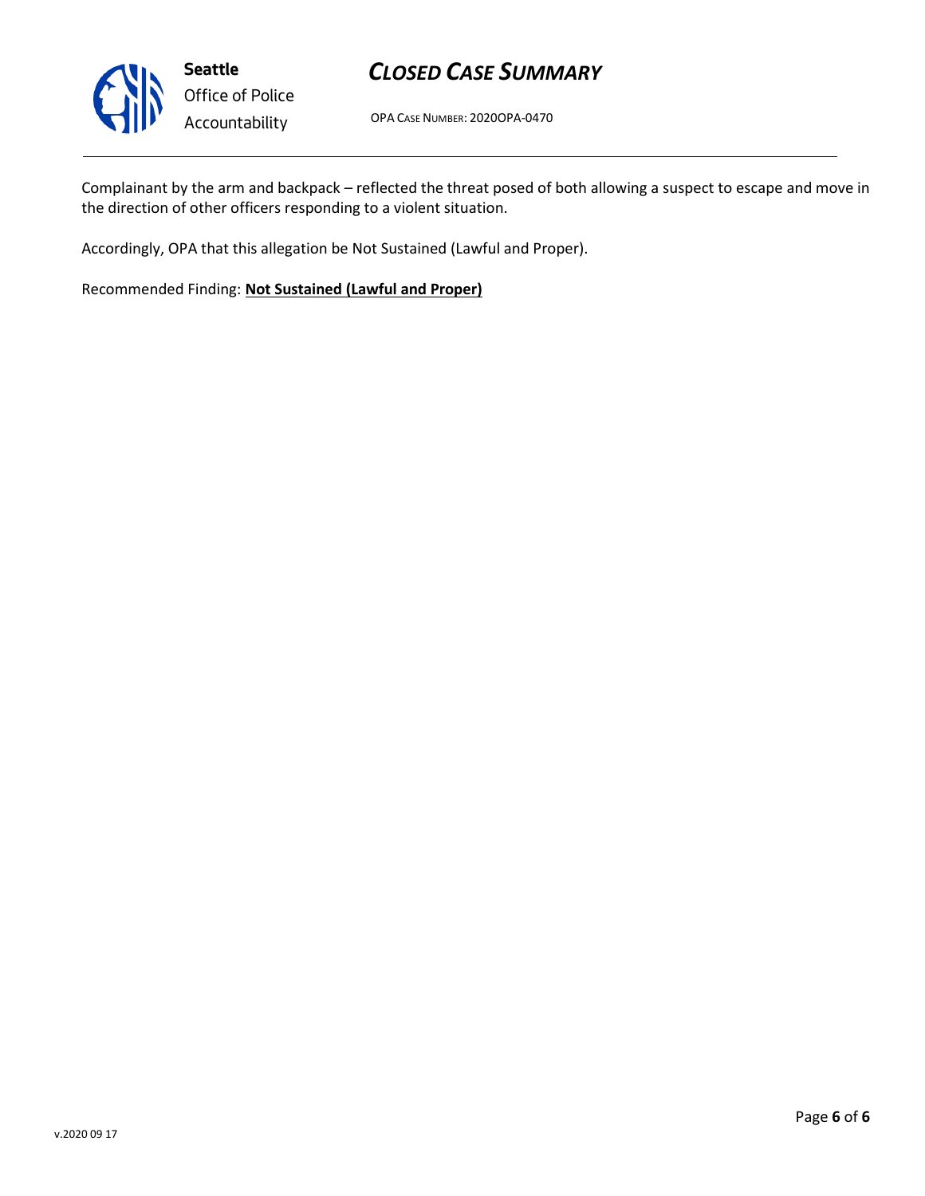Complainant by the arm and backpack – reflected the threat posed of both allowing a suspect to escape and move in the direction of other officers responding to a violent situation.

Accordingly, OPA that this allegation be Not Sustained (Lawful and Proper).

Recommended Finding: **Not Sustained (Lawful and Proper)**